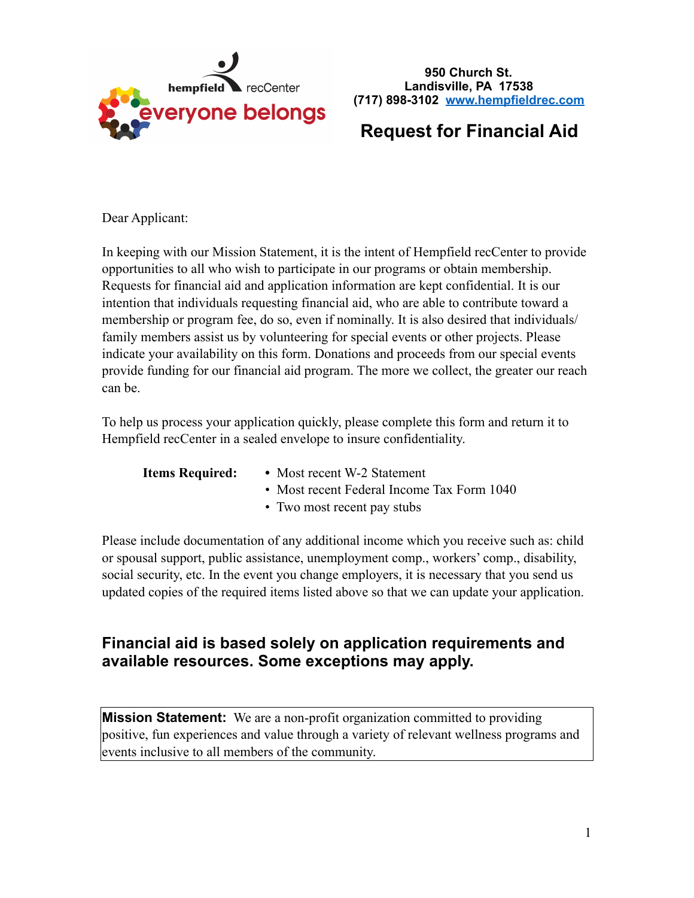hempfield recCenter

everyone belongs

950 Church St.
Landisville, PA 17538
(717) 898-3102 www.hempfieldrec.com

# Request for Financial Aid

Dear Applicant:

In keeping with our Mission Statement, it is the intent of Hempfield recCenter to provide opportunities to all who wish to participate in our programs or obtain membership. Requests for financial aid and application information are kept confidential. It is our intention that individuals requesting financial aid, who are able to contribute toward a membership or program fee, do so, even if nominally. It is also desired that individuals/family members assist us by volunteering for special events or other projects. Please indicate your availability on this form. Donations and proceeds from our special events provide funding for our financial aid program. The more we collect, the greater our reach can be.

To help us process your application quickly, please complete this form and return it to Hempfield recCenter in a sealed envelope to insure confidentiality.

**Items Required:**

- Most recent W-2 Statement
- Most recent Federal Income Tax Form 1040
- Two most recent pay stubs

Please include documentation of any additional income which you receive such as: child or spousal support, public assistance, unemployment comp., workers' comp., disability, social security, etc. In the event you change employers, it is necessary that you send us updated copies of the required items listed above so that we can update your application.

## Financial aid is based solely on application requirements and available resources. Some exceptions may apply.

**Mission Statement:** We are a non-profit organization committed to providing positive, fun experiences and value through a variety of relevant wellness programs and events inclusive to all members of the community.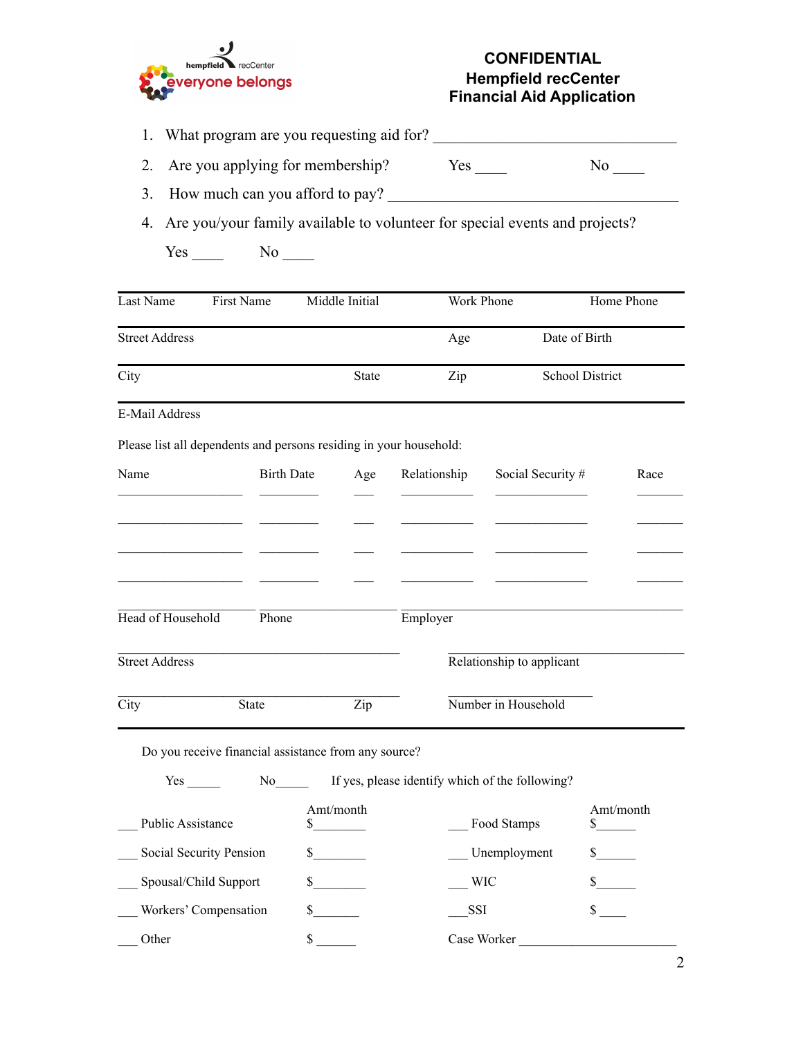**CONFIDENTIAL**
**Hempfield recCenter**
**Financial Aid Application**

1. What program are you requesting aid for? ______________________________
2. Are you applying for membership? Yes ____ No ____
3. How much can you afford to pay? ____________________________________
4. Are you/your family available to volunteer for special events and projects?

   Yes ____ No ____

| Last Name | First Name | Middle Initial | Work Phone | Home Phone |
|---|---|---|---|---|
| Street Address | | | Age | Date of Birth |
| City | | State | Zip | School District |
| E-Mail Address | | | | |

Please list all dependents and persons residing in your household:

| Name | Birth Date | Age | Relationship | Social Security # | Race |
|---|---|---|---|---|---|
| | | | | | |
| | | | | | |
| | | | | | |
| | | | | | |

| Head of Household | Phone | Employer |
|---|---|---|
| Street Address | | Relationship to applicant |
| City State Zip | | Number in Household |

Do you receive financial assistance from any source?

Yes _____ No_____ If yes, please identify which of the following?

| | Amt/month | | Amt/month |
|---|---|---|---|
| ___ Public Assistance | $________ | ___ Food Stamps | $______ |
| ___ Social Security Pension | $________ | ___ Unemployment | $______ |
| ___ Spousal/Child Support | $________ | ___ WIC | $______ |
| ___ Workers' Compensation | $_______ | ___SSI | $ ____ |
| ___ Other | $ ______ | Case Worker ________________________ | |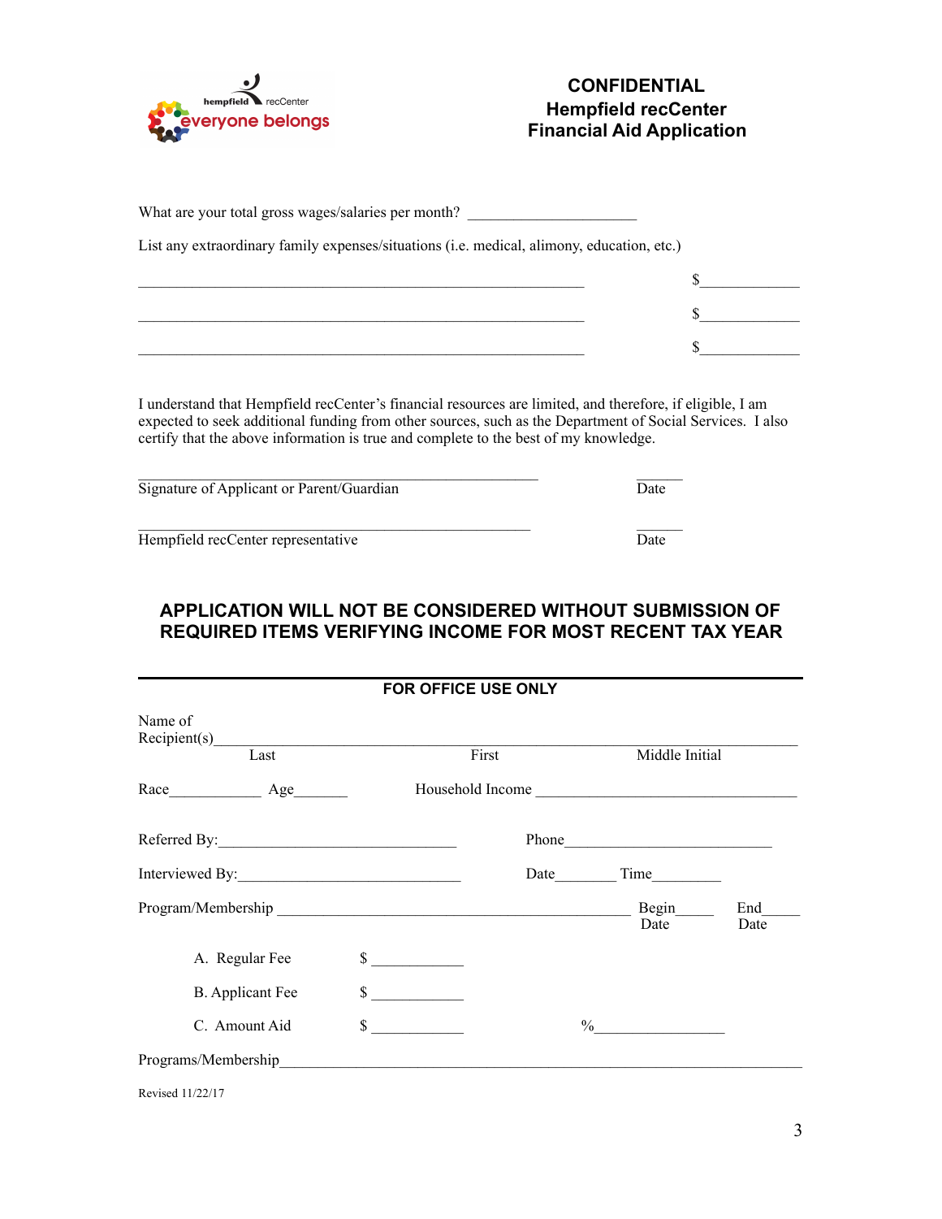hempfield recCenter
everyone belongs

**CONFIDENTIAL**
**Hempfield recCenter**
**Financial Aid Application**

What are your total gross wages/salaries per month? ______________________

List any extraordinary family expenses/situations (i.e. medical, alimony, education, etc.)

____________________________________________________________ $_____________

____________________________________________________________ $_____________

____________________________________________________________ $_____________

I understand that Hempfield recCenter's financial resources are limited, and therefore, if eligible, I am expected to seek additional funding from other sources, such as the Department of Social Services. I also certify that the above information is true and complete to the best of my knowledge.

______________________________________________________ ______
Signature of Applicant or Parent/Guardian Date

______________________________________________________ ______
Hempfield recCenter representative Date

**APPLICATION WILL NOT BE CONSIDERED WITHOUT SUBMISSION OF REQUIRED ITEMS VERIFYING INCOME FOR MOST RECENT TAX YEAR**

---

**FOR OFFICE USE ONLY**

Name of Recipient(s)________________________________________________________________________
Last First Middle Initial

Race_____________ Age_______ Household Income ___________________________________

Referred By:________________________________ Phone____________________________

Interviewed By:_____________________________ Date________ Time_________

Program/Membership _______________________________________________ Begin Date_____ End Date_____

A. Regular Fee $ ____________

B. Applicant Fee $ ____________

C. Amount Aid $ ____________ %________________

Programs/Membership_________________________________________________________________________

Revised 11/22/17